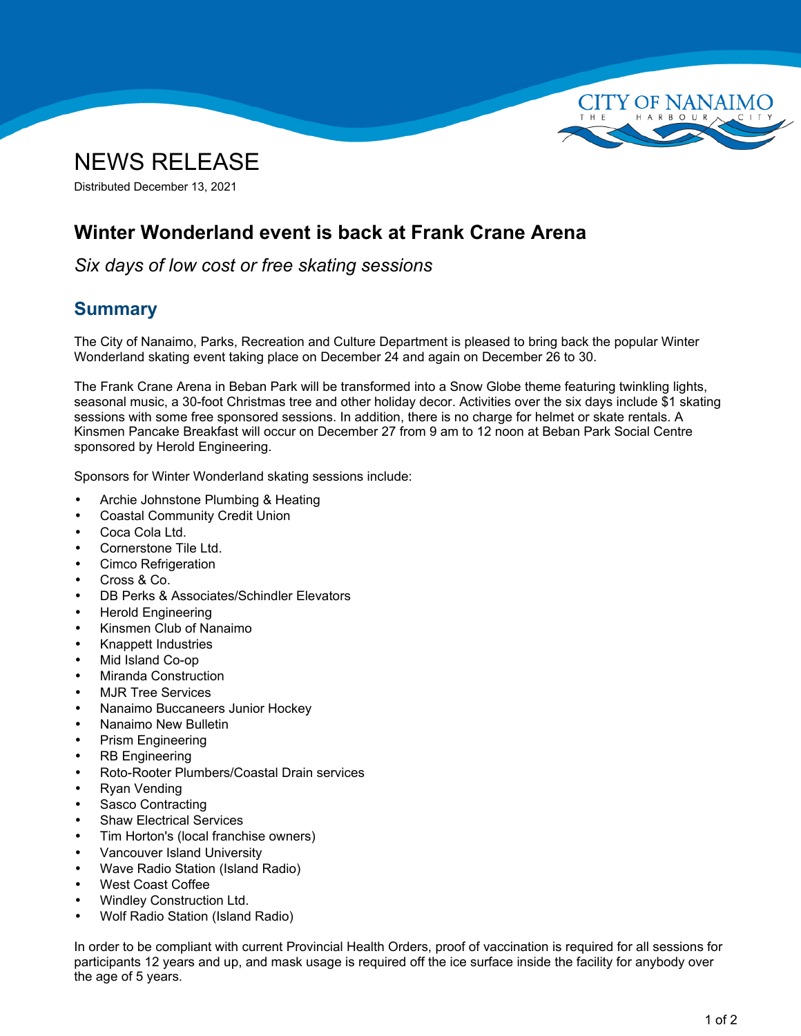# NEWS RELEASE

Distributed December 13, 2021

## Winter Wonderland event is back at Frank Crane Arena

*Six days of low cost or free skating sessions*

### Summary

The City of Nanaimo, Parks, Recreation and Culture Department is pleased to bring back the popular Winter Wonderland skating event taking place on December 24 and again on December 26 to 30.

The Frank Crane Arena in Beban Park will be transformed into a Snow Globe theme featuring twinkling lights, seasonal music, a 30-foot Christmas tree and other holiday decor. Activities over the six days include $1 skating sessions with some free sponsored sessions. In addition, there is no charge for helmet or skate rentals. A Kinsmen Pancake Breakfast will occur on December 27 from 9 am to 12 noon at Beban Park Social Centre sponsored by Herold Engineering.

Sponsors for Winter Wonderland skating sessions include:

- Archie Johnstone Plumbing & Heating
- Coastal Community Credit Union
- Coca Cola Ltd.
- Cornerstone Tile Ltd.
- Cimco Refrigeration
- Cross & Co.
- DB Perks & Associates/Schindler Elevators
- Herold Engineering
- Kinsmen Club of Nanaimo
- Knappett Industries
- Mid Island Co-op
- Miranda Construction
- MJR Tree Services
- Nanaimo Buccaneers Junior Hockey
- Nanaimo New Bulletin
- Prism Engineering
- RB Engineering
- Roto-Rooter Plumbers/Coastal Drain services
- Ryan Vending
- Sasco Contracting
- Shaw Electrical Services
- Tim Horton's (local franchise owners)
- Vancouver Island University
- Wave Radio Station (Island Radio)
- West Coast Coffee
- Windley Construction Ltd.
- Wolf Radio Station (Island Radio)

In order to be compliant with current Provincial Health Orders, proof of vaccination is required for all sessions for participants 12 years and up, and mask usage is required off the ice surface inside the facility for anybody over the age of 5 years.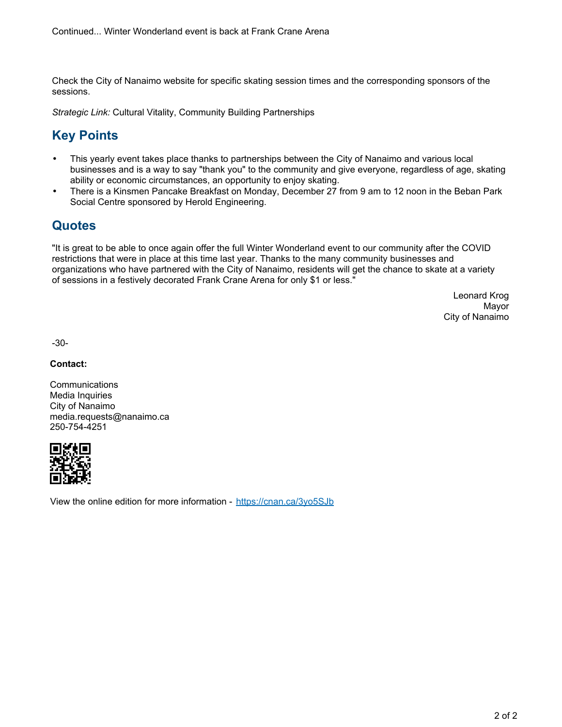Continued... Winter Wonderland event is back at Frank Crane Arena

Check the City of Nanaimo website for specific skating session times and the corresponding sponsors of the sessions.

*Strategic Link:* Cultural Vitality, Community Building Partnerships

## Key Points

- This yearly event takes place thanks to partnerships between the City of Nanaimo and various local businesses and is a way to say "thank you" to the community and give everyone, regardless of age, skating ability or economic circumstances, an opportunity to enjoy skating.
- There is a Kinsmen Pancake Breakfast on Monday, December 27 from 9 am to 12 noon in the Beban Park Social Centre sponsored by Herold Engineering.

## Quotes

"It is great to be able to once again offer the full Winter Wonderland event to our community after the COVID restrictions that were in place at this time last year. Thanks to the many community businesses and organizations who have partnered with the City of Nanaimo, residents will get the chance to skate at a variety of sessions in a festively decorated Frank Crane Arena for only $1 or less."

Leonard Krog
Mayor
City of Nanaimo

-30-

**Contact:**

Communications
Media Inquiries
City of Nanaimo
media.requests@nanaimo.ca
250-754-4251

View the online edition for more information - [https://cnan.ca/3yo5SJb](https://cnan.ca/3yo5SJb)